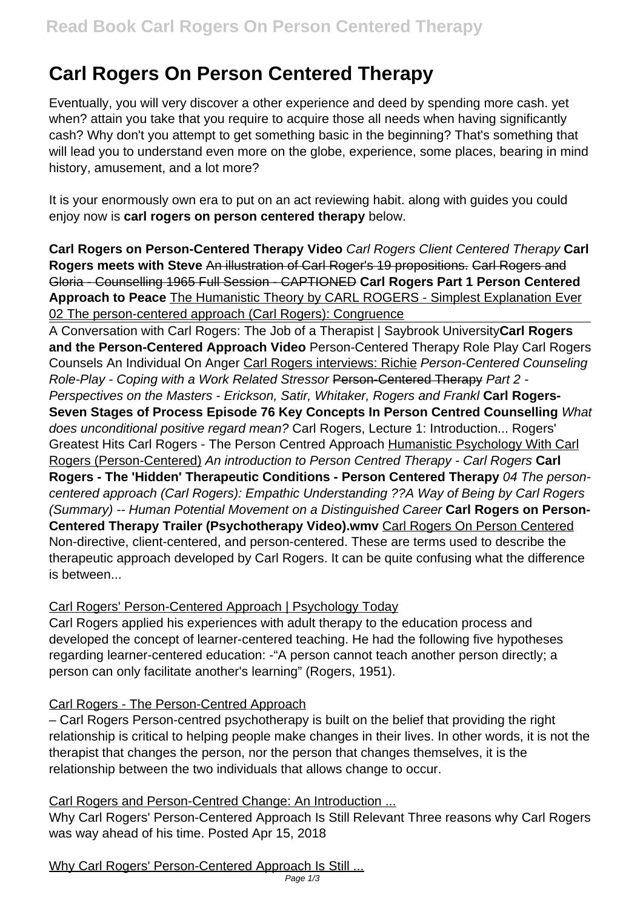# Carl Rogers On Person Centered Therapy

Eventually, you will very discover a other experience and deed by spending more cash. yet when? attain you take that you require to acquire those all needs when having significantly cash? Why don't you attempt to get something basic in the beginning? That's something that will lead you to understand even more on the globe, experience, some places, bearing in mind history, amusement, and a lot more?

It is your enormously own era to put on an act reviewing habit. along with guides you could enjoy now is **carl rogers on person centered therapy** below.

**Carl Rogers on Person-Centered Therapy Video** *Carl Rogers Client Centered Therapy* **Carl Rogers meets with Steve** ~~An illustration of Carl Roger's 19 propositions.~~ ~~Carl Rogers and Gloria - Counselling 1965 Full Session - CAPTIONED~~ **Carl Rogers Part 1 Person Centered Approach to Peace** The Humanistic Theory by CARL ROGERS - Simplest Explanation Ever 02 The person-centered approach (Carl Rogers): Congruence

A Conversation with Carl Rogers: The Job of a Therapist | Saybrook University**Carl Rogers and the Person-Centered Approach Video** Person-Centered Therapy Role Play Carl Rogers Counsels An Individual On Anger Carl Rogers interviews: Richie *Person-Centered Counseling Role-Play - Coping with a Work Related Stressor* ~~Person-Centered Therapy~~ *Part 2 - Perspectives on the Masters - Erickson, Satir, Whitaker, Rogers and Frankl* **Carl Rogers-Seven Stages of Process Episode 76 Key Concepts In Person Centred Counselling** *What does unconditional positive regard mean?* Carl Rogers, Lecture 1: Introduction... Rogers' Greatest Hits Carl Rogers - The Person Centred Approach Humanistic Psychology With Carl Rogers (Person-Centered) *An introduction to Person Centred Therapy - Carl Rogers* **Carl Rogers - The 'Hidden' Therapeutic Conditions - Person Centered Therapy** *04 The person-centered approach (Carl Rogers): Empathic Understanding ??A Way of Being by Carl Rogers (Summary) -- Human Potential Movement on a Distinguished Career* **Carl Rogers on Person-Centered Therapy Trailer (Psychotherapy Video).wmv** Carl Rogers On Person Centered

Non-directive, client-centered, and person-centered. These are terms used to describe the therapeutic approach developed by Carl Rogers. It can be quite confusing what the difference is between...

Carl Rogers' Person-Centered Approach | Psychology Today

Carl Rogers applied his experiences with adult therapy to the education process and developed the concept of learner-centered teaching. He had the following five hypotheses regarding learner-centered education: -"A person cannot teach another person directly; a person can only facilitate another's learning" (Rogers, 1951).

Carl Rogers - The Person-Centred Approach

– Carl Rogers Person-centred psychotherapy is built on the belief that providing the right relationship is critical to helping people make changes in their lives. In other words, it is not the therapist that changes the person, nor the person that changes themselves, it is the relationship between the two individuals that allows change to occur.

Carl Rogers and Person-Centred Change: An Introduction ...

Why Carl Rogers' Person-Centered Approach Is Still Relevant Three reasons why Carl Rogers was way ahead of his time. Posted Apr 15, 2018

Why Carl Rogers' Person-Centered Approach Is Still ...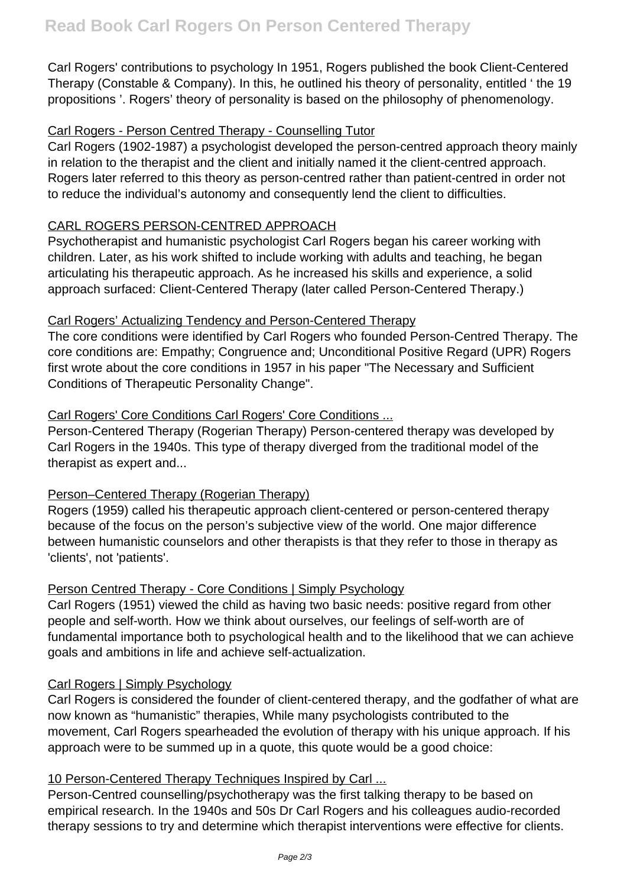Carl Rogers' contributions to psychology In 1951, Rogers published the book Client-Centered Therapy (Constable & Company). In this, he outlined his theory of personality, entitled ' the 19 propositions '. Rogers' theory of personality is based on the philosophy of phenomenology.

Carl Rogers - Person Centred Therapy - Counselling Tutor

Carl Rogers (1902-1987) a psychologist developed the person-centred approach theory mainly in relation to the therapist and the client and initially named it the client-centred approach. Rogers later referred to this theory as person-centred rather than patient-centred in order not to reduce the individual's autonomy and consequently lend the client to difficulties.

CARL ROGERS PERSON-CENTRED APPROACH

Psychotherapist and humanistic psychologist Carl Rogers began his career working with children. Later, as his work shifted to include working with adults and teaching, he began articulating his therapeutic approach. As he increased his skills and experience, a solid approach surfaced: Client-Centered Therapy (later called Person-Centered Therapy.)

Carl Rogers' Actualizing Tendency and Person-Centered Therapy

The core conditions were identified by Carl Rogers who founded Person-Centred Therapy. The core conditions are: Empathy; Congruence and; Unconditional Positive Regard (UPR) Rogers first wrote about the core conditions in 1957 in his paper "The Necessary and Sufficient Conditions of Therapeutic Personality Change".

Carl Rogers' Core Conditions Carl Rogers' Core Conditions ...

Person-Centered Therapy (Rogerian Therapy) Person-centered therapy was developed by Carl Rogers in the 1940s. This type of therapy diverged from the traditional model of the therapist as expert and...

Person–Centered Therapy (Rogerian Therapy)

Rogers (1959) called his therapeutic approach client-centered or person-centered therapy because of the focus on the person's subjective view of the world. One major difference between humanistic counselors and other therapists is that they refer to those in therapy as 'clients', not 'patients'.

Person Centred Therapy - Core Conditions | Simply Psychology

Carl Rogers (1951) viewed the child as having two basic needs: positive regard from other people and self-worth. How we think about ourselves, our feelings of self-worth are of fundamental importance both to psychological health and to the likelihood that we can achieve goals and ambitions in life and achieve self-actualization.

Carl Rogers | Simply Psychology

Carl Rogers is considered the founder of client-centered therapy, and the godfather of what are now known as "humanistic" therapies, While many psychologists contributed to the movement, Carl Rogers spearheaded the evolution of therapy with his unique approach. If his approach were to be summed up in a quote, this quote would be a good choice:

10 Person-Centered Therapy Techniques Inspired by Carl ...

Person-Centred counselling/psychotherapy was the first talking therapy to be based on empirical research. In the 1940s and 50s Dr Carl Rogers and his colleagues audio-recorded therapy sessions to try and determine which therapist interventions were effective for clients.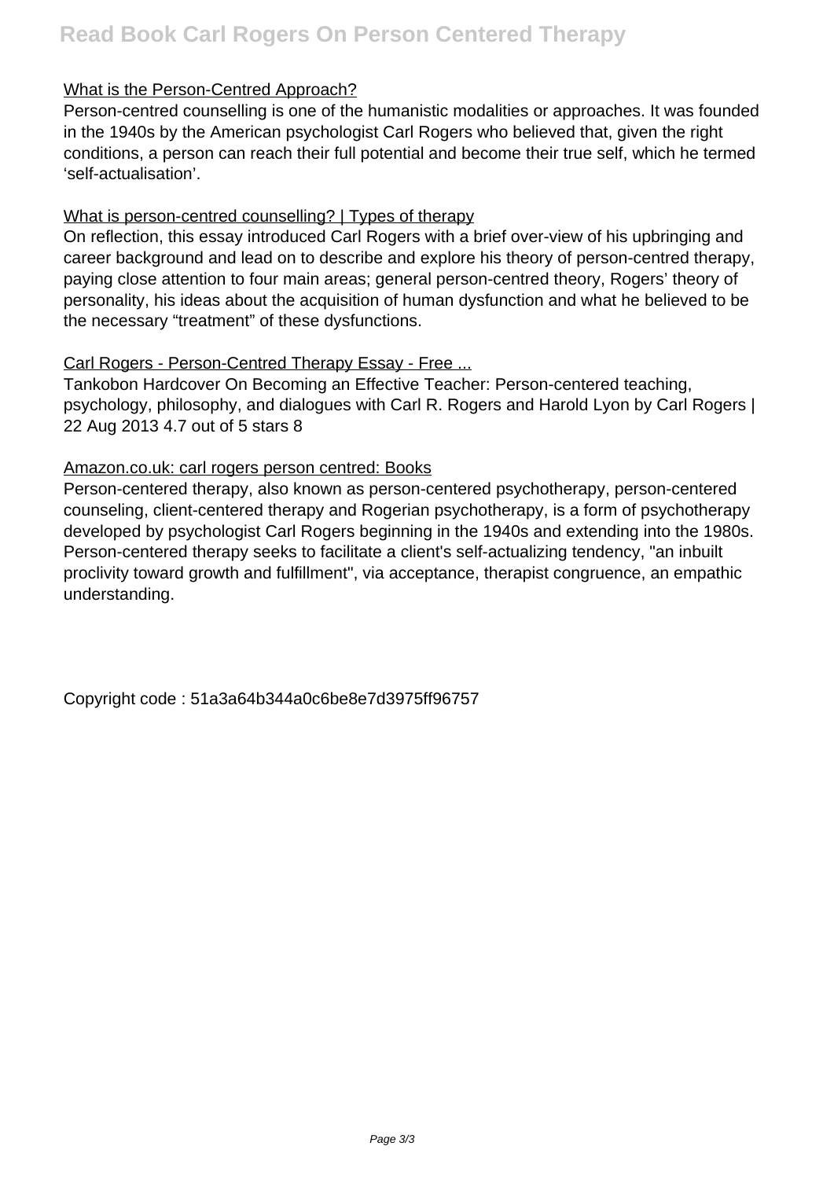What is the Person-Centred Approach?

Person-centred counselling is one of the humanistic modalities or approaches. It was founded in the 1940s by the American psychologist Carl Rogers who believed that, given the right conditions, a person can reach their full potential and become their true self, which he termed 'self-actualisation'.

What is person-centred counselling? | Types of therapy

On reflection, this essay introduced Carl Rogers with a brief over-view of his upbringing and career background and lead on to describe and explore his theory of person-centred therapy, paying close attention to four main areas; general person-centred theory, Rogers' theory of personality, his ideas about the acquisition of human dysfunction and what he believed to be the necessary "treatment" of these dysfunctions.

Carl Rogers - Person-Centred Therapy Essay - Free ...

Tankobon Hardcover On Becoming an Effective Teacher: Person-centered teaching, psychology, philosophy, and dialogues with Carl R. Rogers and Harold Lyon by Carl Rogers | 22 Aug 2013 4.7 out of 5 stars 8

Amazon.co.uk: carl rogers person centred: Books

Person-centered therapy, also known as person-centered psychotherapy, person-centered counseling, client-centered therapy and Rogerian psychotherapy, is a form of psychotherapy developed by psychologist Carl Rogers beginning in the 1940s and extending into the 1980s. Person-centered therapy seeks to facilitate a client's self-actualizing tendency, "an inbuilt proclivity toward growth and fulfillment", via acceptance, therapist congruence, an empathic understanding.

Copyright code : 51a3a64b344a0c6be8e7d3975ff96757